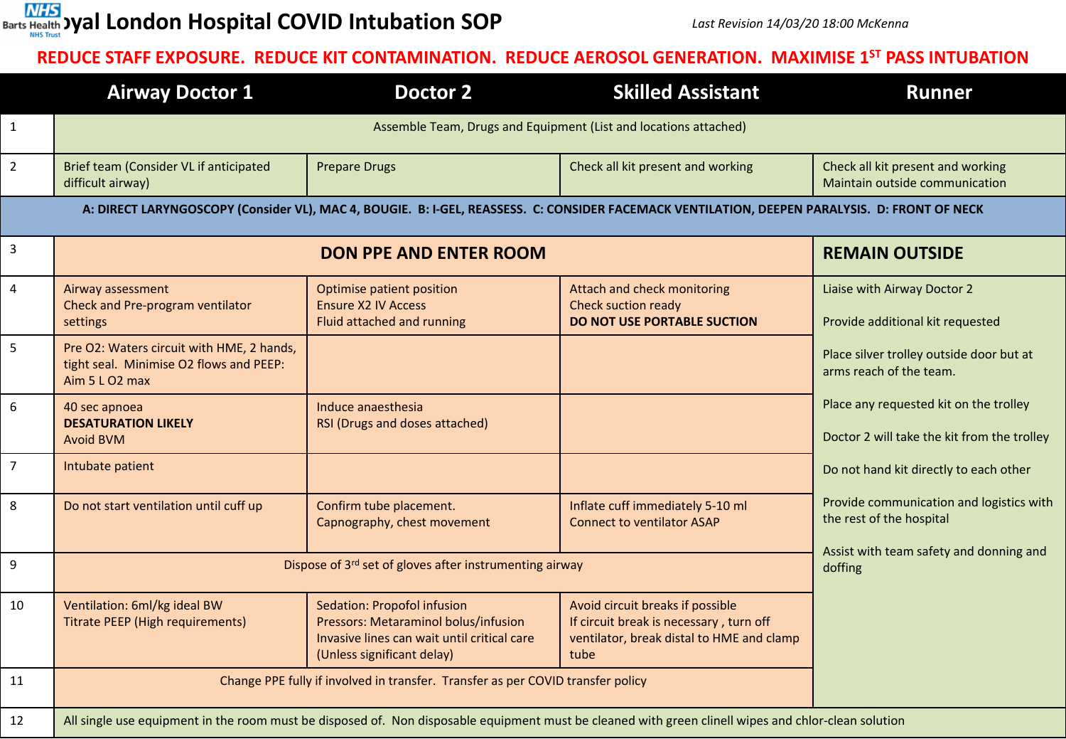# Royal London Hospital COVID Intubation SOP

*Last Revision 14/03/20 18:00 McKenna*

**REDUCE STAFF EXPOSURE. REDUCE KIT CONTAMINATION. REDUCE AEROSOL GENERATION. MAXIMISE 1ST PASS INTUBATION**

| | Airway Doctor 1 | Doctor 2 | Skilled Assistant | Runner |
|---|---|---|---|---|
| 1 | Assemble Team, Drugs and Equipment (List and locations attached) | | | |
| 2 | Brief team (Consider VL if anticipated difficult airway) | Prepare Drugs | Check all kit present and working | Check all kit present and working<br>Maintain outside communication |
| | **A: DIRECT LARYNGOSCOPY (Consider VL), MAC 4, BOUGIE. B: I-GEL, REASSESS. C: CONSIDER FACEMACK VENTILATION, DEEPEN PARALYSIS. D: FRONT OF NECK** | | | |
| 3 | **DON PPE AND ENTER ROOM** | | | **REMAIN OUTSIDE** |
| 4 | Airway assessment<br>Check and Pre-program ventilator settings | Optimise patient position<br>Ensure X2 IV Access<br>Fluid attached and running | Attach and check monitoring<br>Check suction ready<br>**DO NOT USE PORTABLE SUCTION** | Liaise with Airway Doctor 2<br><br>Provide additional kit requested<br><br>Place silver trolley outside door but at arms reach of the team.<br><br>Place any requested kit on the trolley<br><br>Doctor 2 will take the kit from the trolley<br><br>Do not hand kit directly to each other<br><br>Provide communication and logistics with the rest of the hospital<br><br>Assist with team safety and donning and doffing |
| 5 | Pre O2: Waters circuit with HME, 2 hands, tight seal. Minimise O2 flows and PEEP: Aim 5 L O2 max | | | |
| 6 | 40 sec apnoea<br>**DESATURATION LIKELY**<br>Avoid BVM | Induce anaesthesia<br>RSI (Drugs and doses attached) | | |
| 7 | Intubate patient | | | |
| 8 | Do not start ventilation until cuff up | Confirm tube placement.<br>Capnography, chest movement | Inflate cuff immediately 5-10 ml<br>Connect to ventilator ASAP | |
| 9 | Dispose of 3rd set of gloves after instrumenting airway | | | |
| 10 | Ventilation: 6ml/kg ideal BW<br>Titrate PEEP (High requirements) | Sedation: Propofol infusion<br>Pressors: Metaraminol bolus/infusion<br>Invasive lines can wait until critical care (Unless significant delay) | Avoid circuit breaks if possible<br>If circuit break is necessary , turn off ventilator, break distal to HME and clamp tube | |
| 11 | Change PPE fully if involved in transfer. Transfer as per COVID transfer policy | | | |
| 12 | All single use equipment in the room must be disposed of. Non disposable equipment must be cleaned with green clinell wipes and chlor-clean solution | | | |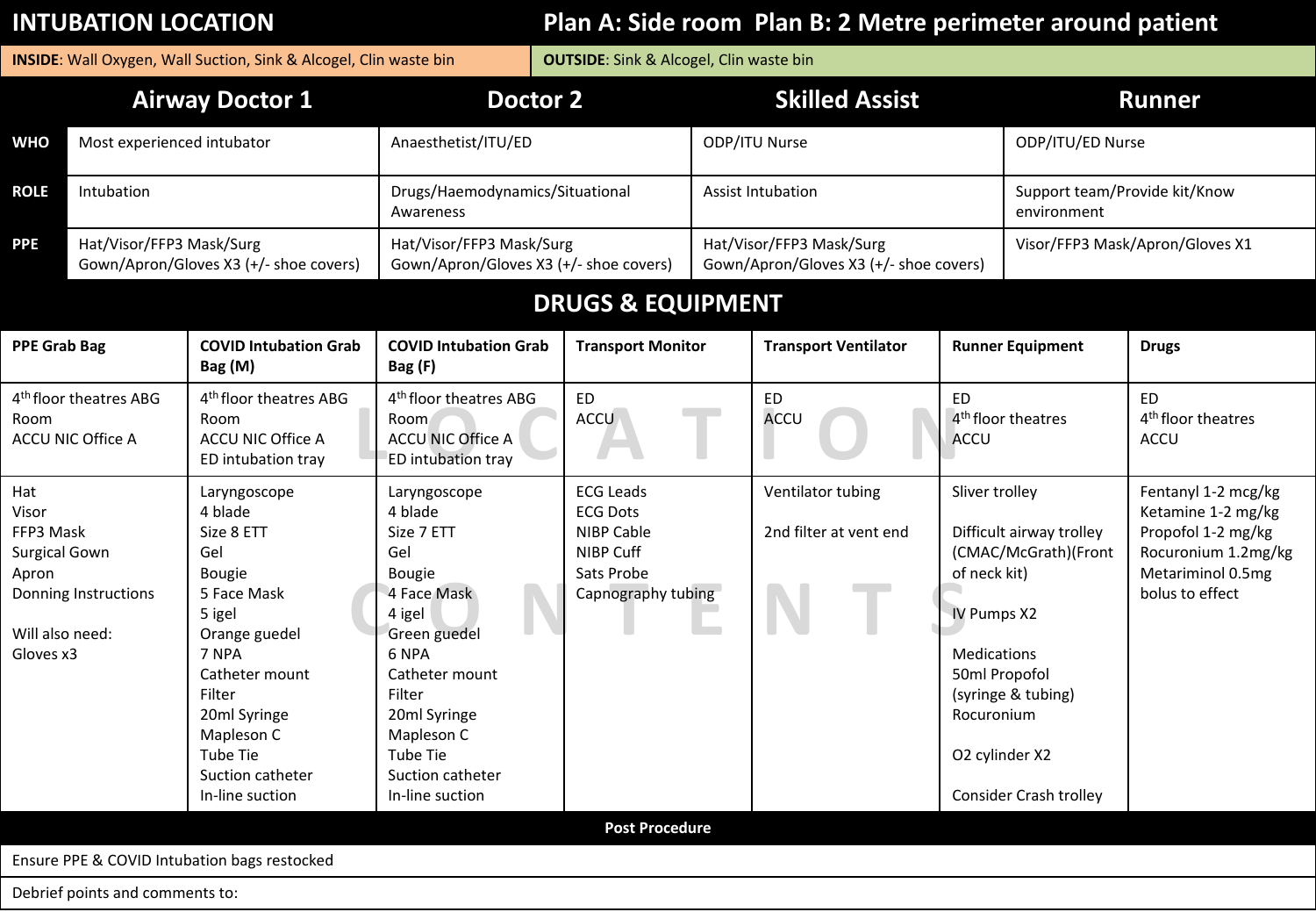# INTUBATION LOCATION

**Plan A: Side room  Plan B: 2 Metre perimeter around patient**

**INSIDE**: Wall Oxygen, Wall Suction, Sink & Alcogel, Clin waste bin

**OUTSIDE**: Sink & Alcogel, Clin waste bin

| | Airway Doctor 1 | Doctor 2 | Skilled Assist | Runner |
|---|---|---|---|---|
| **WHO** | Most experienced intubator | Anaesthetist/ITU/ED | ODP/ITU Nurse | ODP/ITU/ED Nurse |
| **ROLE** | Intubation | Drugs/Haemodynamics/Situational Awareness | Assist Intubation | Support team/Provide kit/Know environment |
| **PPE** | Hat/Visor/FFP3 Mask/Surg Gown/Apron/Gloves X3 (+/- shoe covers) | Hat/Visor/FFP3 Mask/Surg Gown/Apron/Gloves X3 (+/- shoe covers) | Hat/Visor/FFP3 Mask/Surg Gown/Apron/Gloves X3 (+/- shoe covers) | Visor/FFP3 Mask/Apron/Gloves X1 |

## DRUGS & EQUIPMENT

| | PPE Grab Bag | COVID Intubation Grab Bag (M) | COVID Intubation Grab Bag (F) | Transport Monitor | Transport Ventilator | Runner Equipment | Drugs |
|---|---|---|---|---|---|---|---|
| LOCATION | 4th floor theatres ABG Room<br>ACCU NIC Office A | 4th floor theatres ABG Room<br>ACCU NIC Office A<br>ED intubation tray | 4th floor theatres ABG Room<br>ACCU NIC Office A<br>ED intubation tray | ED<br>ACCU | ED<br>ACCU | ED<br>4th floor theatres<br>ACCU | ED<br>4th floor theatres<br>ACCU |
| CONTENTS | Hat<br>Visor<br>FFP3 Mask<br>Surgical Gown<br>Apron<br>Donning Instructions<br><br>Will also need:<br>Gloves x3 | Laryngoscope<br>4 blade<br>Size 8 ETT<br>Gel<br>Bougie<br>5 Face Mask<br>5 igel<br>Orange guedel<br>7 NPA<br>Catheter mount<br>Filter<br>20ml Syringe<br>Mapleson C<br>Tube Tie<br>Suction catheter<br>In-line suction | Laryngoscope<br>4 blade<br>Size 7 ETT<br>Gel<br>Bougie<br>4 Face Mask<br>4 igel<br>Green guedel<br>6 NPA<br>Catheter mount<br>Filter<br>20ml Syringe<br>Mapleson C<br>Tube Tie<br>Suction catheter<br>In-line suction | ECG Leads<br>ECG Dots<br>NIBP Cable<br>NIBP Cuff<br>Sats Probe<br>Capnography tubing | Ventilator tubing<br><br>2nd filter at vent end | Sliver trolley<br><br>Difficult airway trolley (CMAC/McGrath)(Front of neck kit)<br><br>IV Pumps X2<br><br>Medications<br>50ml Propofol (syringe & tubing)<br>Rocuronium<br><br>O2 cylinder X2<br><br>Consider Crash trolley | Fentanyl 1-2 mcg/kg<br>Ketamine 1-2 mg/kg<br>Propofol 1-2 mg/kg<br>Rocuronium 1.2mg/kg<br>Metariminol 0.5mg bolus to effect |

**Post Procedure**

Ensure PPE & COVID Intubation bags restocked

Debrief points and comments to: